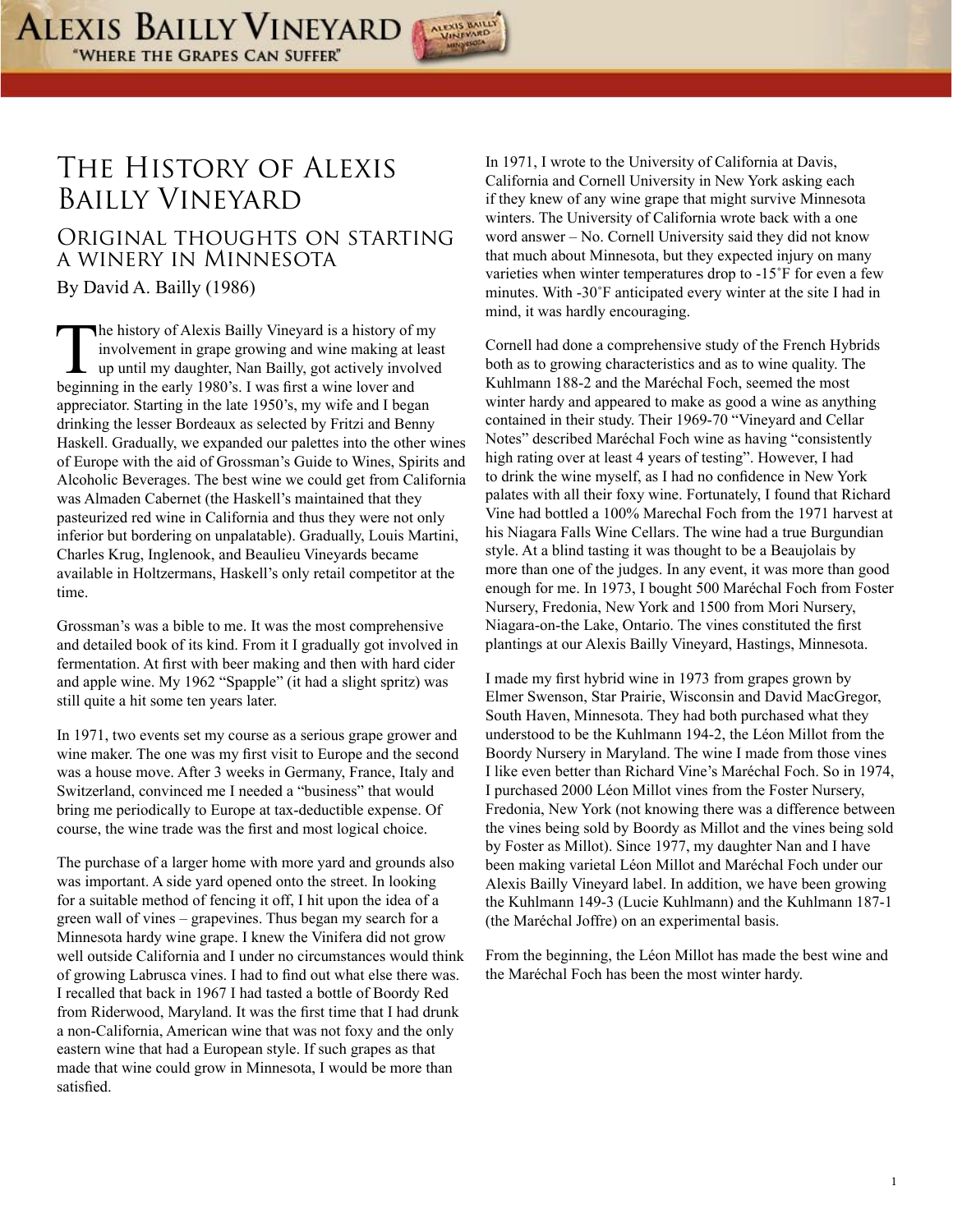# The History of Alexis Bailly Vineyard

## Original thoughts on starting a winery in Minnesota

By David A. Bailly (1986)

The history of Alexis Bailly Vineyard is a history of my involvement in grape growing and wine making at least up until my daughter, Nan Bailly, got actively involved beginning in the early 1980's. I was first a wine lover and appreciator. Starting in the late 1950's, my wife and I began drinking the lesser Bordeaux as selected by Fritzi and Benny Haskell. Gradually, we expanded our palettes into the other wines of Europe with the aid of Grossman's Guide to Wines, Spirits and Alcoholic Beverages. The best wine we could get from California was Almaden Cabernet (the Haskell's maintained that they pasteurized red wine in California and thus they were not only inferior but bordering on unpalatable). Gradually, Louis Martini, Charles Krug, Inglenook, and Beaulieu Vineyards became available in Holtzermans, Haskell's only retail competitor at the time.

Grossman's was a bible to me. It was the most comprehensive and detailed book of its kind. From it I gradually got involved in fermentation. At first with beer making and then with hard cider and apple wine. My 1962 "Spapple" (it had a slight spritz) was still quite a hit some ten years later.

In 1971, two events set my course as a serious grape grower and wine maker. The one was my first visit to Europe and the second was a house move. After 3 weeks in Germany, France, Italy and Switzerland, convinced me I needed a "business" that would bring me periodically to Europe at tax-deductible expense. Of course, the wine trade was the first and most logical choice.

The purchase of a larger home with more yard and grounds also was important. A side yard opened onto the street. In looking for a suitable method of fencing it off, I hit upon the idea of a green wall of vines – grapevines. Thus began my search for a Minnesota hardy wine grape. I knew the Vinifera did not grow well outside California and I under no circumstances would think of growing Labrusca vines. I had to find out what else there was. I recalled that back in 1967 I had tasted a bottle of Boordy Red from Riderwood, Maryland. It was the first time that I had drunk a non-California, American wine that was not foxy and the only eastern wine that had a European style. If such grapes as that made that wine could grow in Minnesota, I would be more than satisfied.

In 1971, I wrote to the University of California at Davis, California and Cornell University in New York asking each if they knew of any wine grape that might survive Minnesota winters. The University of California wrote back with a one word answer – No. Cornell University said they did not know that much about Minnesota, but they expected injury on many varieties when winter temperatures drop to -15˚F for even a few minutes. With -30˚F anticipated every winter at the site I had in mind, it was hardly encouraging.

Cornell had done a comprehensive study of the French Hybrids both as to growing characteristics and as to wine quality. The Kuhlmann 188-2 and the Maréchal Foch, seemed the most winter hardy and appeared to make as good a wine as anything contained in their study. Their 1969-70 "Vineyard and Cellar Notes" described Maréchal Foch wine as having "consistently high rating over at least 4 years of testing". However, I had to drink the wine myself, as I had no confidence in New York palates with all their foxy wine. Fortunately, I found that Richard Vine had bottled a 100% Marechal Foch from the 1971 harvest at his Niagara Falls Wine Cellars. The wine had a true Burgundian style. At a blind tasting it was thought to be a Beaujolais by more than one of the judges. In any event, it was more than good enough for me. In 1973, I bought 500 Maréchal Foch from Foster Nursery, Fredonia, New York and 1500 from Mori Nursery, Niagara-on-the Lake, Ontario. The vines constituted the first plantings at our Alexis Bailly Vineyard, Hastings, Minnesota.

I made my first hybrid wine in 1973 from grapes grown by Elmer Swenson, Star Prairie, Wisconsin and David MacGregor, South Haven, Minnesota. They had both purchased what they understood to be the Kuhlmann 194-2, the Léon Millot from the Boordy Nursery in Maryland. The wine I made from those vines I like even better than Richard Vine's Maréchal Foch. So in 1974, I purchased 2000 Léon Millot vines from the Foster Nursery, Fredonia, New York (not knowing there was a difference between the vines being sold by Boordy as Millot and the vines being sold by Foster as Millot). Since 1977, my daughter Nan and I have been making varietal Léon Millot and Maréchal Foch under our Alexis Bailly Vineyard label. In addition, we have been growing the Kuhlmann 149-3 (Lucie Kuhlmann) and the Kuhlmann 187-1 (the Maréchal Joffre) on an experimental basis.

From the beginning, the Léon Millot has made the best wine and the Maréchal Foch has been the most winter hardy.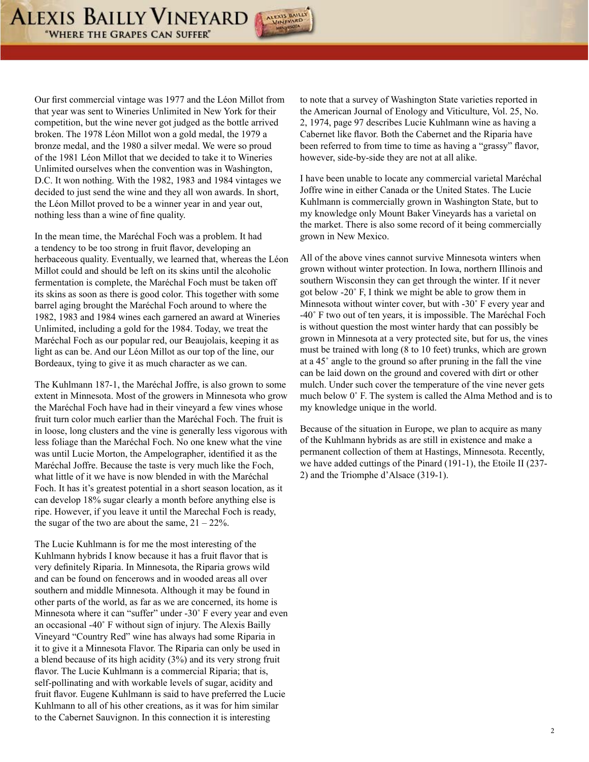Our first commercial vintage was 1977 and the Léon Millot from that year was sent to Wineries Unlimited in New York for their competition, but the wine never got judged as the bottle arrived broken. The 1978 Léon Millot won a gold medal, the 1979 a bronze medal, and the 1980 a silver medal. We were so proud of the 1981 Léon Millot that we decided to take it to Wineries Unlimited ourselves when the convention was in Washington, D.C. It won nothing. With the 1982, 1983 and 1984 vintages we decided to just send the wine and they all won awards. In short, the Léon Millot proved to be a winner year in and year out, nothing less than a wine of fine quality.

In the mean time, the Maréchal Foch was a problem. It had a tendency to be too strong in fruit flavor, developing an herbaceous quality. Eventually, we learned that, whereas the Léon Millot could and should be left on its skins until the alcoholic fermentation is complete, the Maréchal Foch must be taken off its skins as soon as there is good color. This together with some barrel aging brought the Maréchal Foch around to where the 1982, 1983 and 1984 wines each garnered an award at Wineries Unlimited, including a gold for the 1984. Today, we treat the Maréchal Foch as our popular red, our Beaujolais, keeping it as light as can be. And our Léon Millot as our top of the line, our Bordeaux, tying to give it as much character as we can.

The Kuhlmann 187-1, the Maréchal Joffre, is also grown to some extent in Minnesota. Most of the growers in Minnesota who grow the Maréchal Foch have had in their vineyard a few vines whose fruit turn color much earlier than the Maréchal Foch. The fruit is in loose, long clusters and the vine is generally less vigorous with less foliage than the Maréchal Foch. No one knew what the vine was until Lucie Morton, the Ampelographer, identified it as the Maréchal Joffre. Because the taste is very much like the Foch, what little of it we have is now blended in with the Maréchal Foch. It has it's greatest potential in a short season location, as it can develop 18% sugar clearly a month before anything else is ripe. However, if you leave it until the Marechal Foch is ready, the sugar of the two are about the same, 21 – 22%.

The Lucie Kuhlmann is for me the most interesting of the Kuhlmann hybrids I know because it has a fruit flavor that is very definitely Riparia. In Minnesota, the Riparia grows wild and can be found on fencerows and in wooded areas all over southern and middle Minnesota. Although it may be found in other parts of the world, as far as we are concerned, its home is Minnesota where it can "suffer" under -30˚ F every year and even an occasional -40˚ F without sign of injury. The Alexis Bailly Vineyard "Country Red" wine has always had some Riparia in it to give it a Minnesota Flavor. The Riparia can only be used in a blend because of its high acidity (3%) and its very strong fruit flavor. The Lucie Kuhlmann is a commercial Riparia; that is, self-pollinating and with workable levels of sugar, acidity and fruit flavor. Eugene Kuhlmann is said to have preferred the Lucie Kuhlmann to all of his other creations, as it was for him similar to the Cabernet Sauvignon. In this connection it is interesting to note that a survey of Washington State varieties reported in the American Journal of Enology and Viticulture, Vol. 25, No. 2, 1974, page 97 describes Lucie Kuhlmann wine as having a Cabernet like flavor. Both the Cabernet and the Riparia have been referred to from time to time as having a "grassy" flavor, however, side-by-side they are not at all alike.

I have been unable to locate any commercial varietal Maréchal Joffre wine in either Canada or the United States. The Lucie Kuhlmann is commercially grown in Washington State, but to my knowledge only Mount Baker Vineyards has a varietal on the market. There is also some record of it being commercially grown in New Mexico.

All of the above vines cannot survive Minnesota winters when grown without winter protection. In Iowa, northern Illinois and southern Wisconsin they can get through the winter. If it never got below -20˚ F, I think we might be able to grow them in Minnesota without winter cover, but with -30˚ F every year and -40˚ F two out of ten years, it is impossible. The Maréchal Foch is without question the most winter hardy that can possibly be grown in Minnesota at a very protected site, but for us, the vines must be trained with long (8 to 10 feet) trunks, which are grown at a 45˚ angle to the ground so after pruning in the fall the vine can be laid down on the ground and covered with dirt or other mulch. Under such cover the temperature of the vine never gets much below 0˚ F. The system is called the Alma Method and is to my knowledge unique in the world.

Because of the situation in Europe, we plan to acquire as many of the Kuhlmann hybrids as are still in existence and make a permanent collection of them at Hastings, Minnesota. Recently, we have added cuttings of the Pinard (191-1), the Etoile II (237-2) and the Triomphe d'Alsace (319-1).